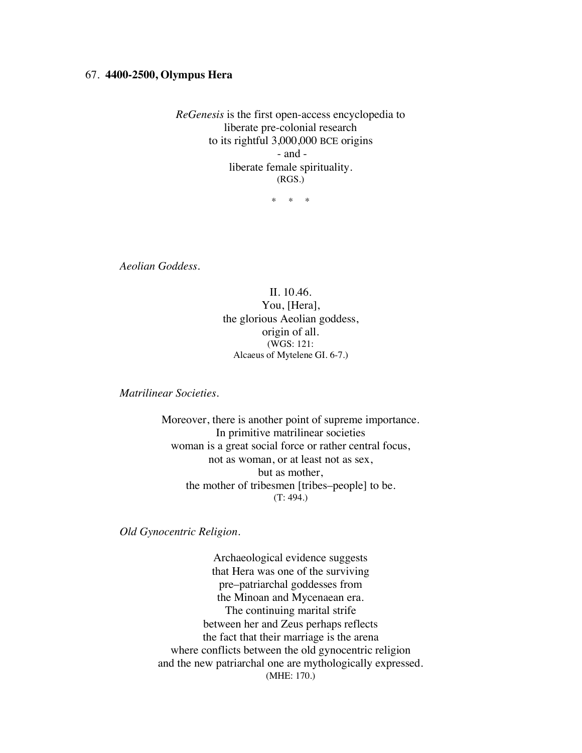67. **4400-2500, Olympus Hera**

*ReGenesis* is the first open-access encyclopedia to
liberate pre-colonial research
to its rightful 3,000,000 BCE origins
- and -
liberate female spirituality.
(RGS.)

\* \* \*

*Aeolian Goddess.*

II. 10.46.
You, [Hera],
the glorious Aeolian goddess,
origin of all.
(WGS: 121:
Alcaeus of Mytelene GI. 6-7.)

*Matrilinear Societies.*

Moreover, there is another point of supreme importance.
In primitive matrilinear societies
woman is a great social force or rather central focus,
not as woman, or at least not as sex,
but as mother,
the mother of tribesmen [tribes–people] to be.
(T: 494.)

*Old Gynocentric Religion.*

Archaeological evidence suggests
that Hera was one of the surviving
pre–patriarchal goddesses from
the Minoan and Mycenaean era.
The continuing marital strife
between her and Zeus perhaps reflects
the fact that their marriage is the arena
where conflicts between the old gynocentric religion
and the new patriarchal one are mythologically expressed.
(MHE: 170.)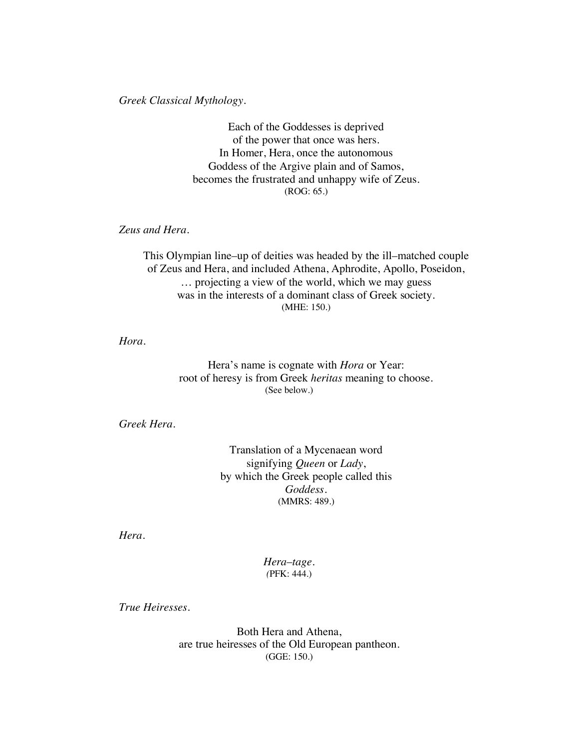*Greek Classical Mythology.*

Each of the Goddesses is deprived
of the power that once was hers.
In Homer, Hera, once the autonomous
Goddess of the Argive plain and of Samos,
becomes the frustrated and unhappy wife of Zeus.
(ROG: 65.)

*Zeus and Hera.*

This Olympian line–up of deities was headed by the ill–matched couple
of Zeus and Hera, and included Athena, Aphrodite, Apollo, Poseidon,
… projecting a view of the world, which we may guess
was in the interests of a dominant class of Greek society.
(MHE: 150.)

*Hora.*

Hera's name is cognate with *Hora* or Year:
root of heresy is from Greek *heritas* meaning to choose.
(See below.)

*Greek Hera.*

Translation of a Mycenaean word
signifying *Queen* or *Lady*,
by which the Greek people called this
*Goddess.*
(MMRS: 489.)

*Hera.*

*Hera–tage.*
(PFK: 444.)

*True Heiresses.*

Both Hera and Athena,
are true heiresses of the Old European pantheon.
(GGE: 150.)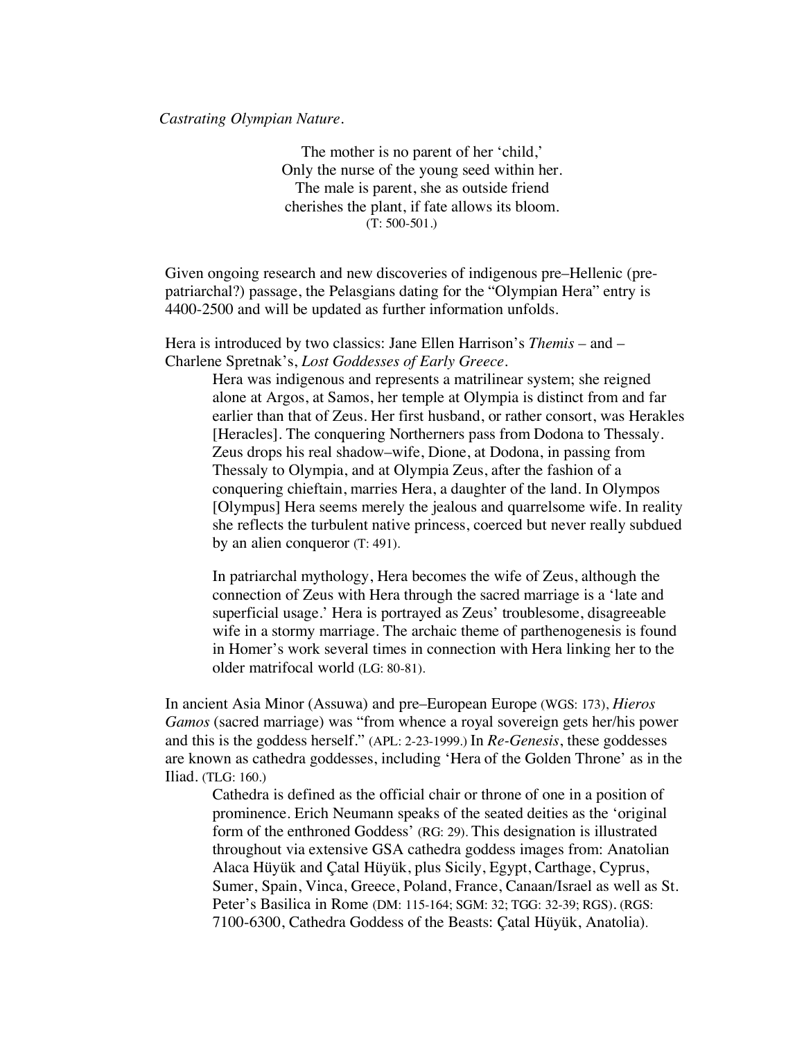*Castrating Olympian Nature.*

> The mother is no parent of her 'child,'
> Only the nurse of the young seed within her.
> The male is parent, she as outside friend
> cherishes the plant, if fate allows its bloom.
> (T: 500-501.)

Given ongoing research and new discoveries of indigenous pre–Hellenic (pre-patriarchal?) passage, the Pelasgians dating for the "Olympian Hera" entry is 4400-2500 and will be updated as further information unfolds.

Hera is introduced by two classics: Jane Ellen Harrison's *Themis* – and – Charlene Spretnak's, *Lost Goddesses of Early Greece*.

> Hera was indigenous and represents a matrilinear system; she reigned alone at Argos, at Samos, her temple at Olympia is distinct from and far earlier than that of Zeus. Her first husband, or rather consort, was Herakles [Heracles]. The conquering Northerners pass from Dodona to Thessaly. Zeus drops his real shadow–wife, Dione, at Dodona, in passing from Thessaly to Olympia, and at Olympia Zeus, after the fashion of a conquering chieftain, marries Hera, a daughter of the land. In Olympos [Olympus] Hera seems merely the jealous and quarrelsome wife. In reality she reflects the turbulent native princess, coerced but never really subdued by an alien conqueror (T: 491).
>
> In patriarchal mythology, Hera becomes the wife of Zeus, although the connection of Zeus with Hera through the sacred marriage is a 'late and superficial usage.' Hera is portrayed as Zeus' troublesome, disagreeable wife in a stormy marriage. The archaic theme of parthenogenesis is found in Homer's work several times in connection with Hera linking her to the older matrifocal world (LG: 80-81).

In ancient Asia Minor (Assuwa) and pre–European Europe (WGS: 173), *Hieros Gamos* (sacred marriage) was "from whence a royal sovereign gets her/his power and this is the goddess herself." (APL: 2-23-1999.) In *Re-Genesis*, these goddesses are known as cathedra goddesses, including 'Hera of the Golden Throne' as in the Iliad. (TLG: 160.)

> Cathedra is defined as the official chair or throne of one in a position of prominence. Erich Neumann speaks of the seated deities as the 'original form of the enthroned Goddess' (RG: 29). This designation is illustrated throughout via extensive GSA cathedra goddess images from: Anatolian Alaca Hüyük and Çatal Hüyük, plus Sicily, Egypt, Carthage, Cyprus, Sumer, Spain, Vinca, Greece, Poland, France, Canaan/Israel as well as St. Peter's Basilica in Rome (DM: 115-164; SGM: 32; TGG: 32-39; RGS). (RGS: 7100-6300, Cathedra Goddess of the Beasts: Çatal Hüyük, Anatolia).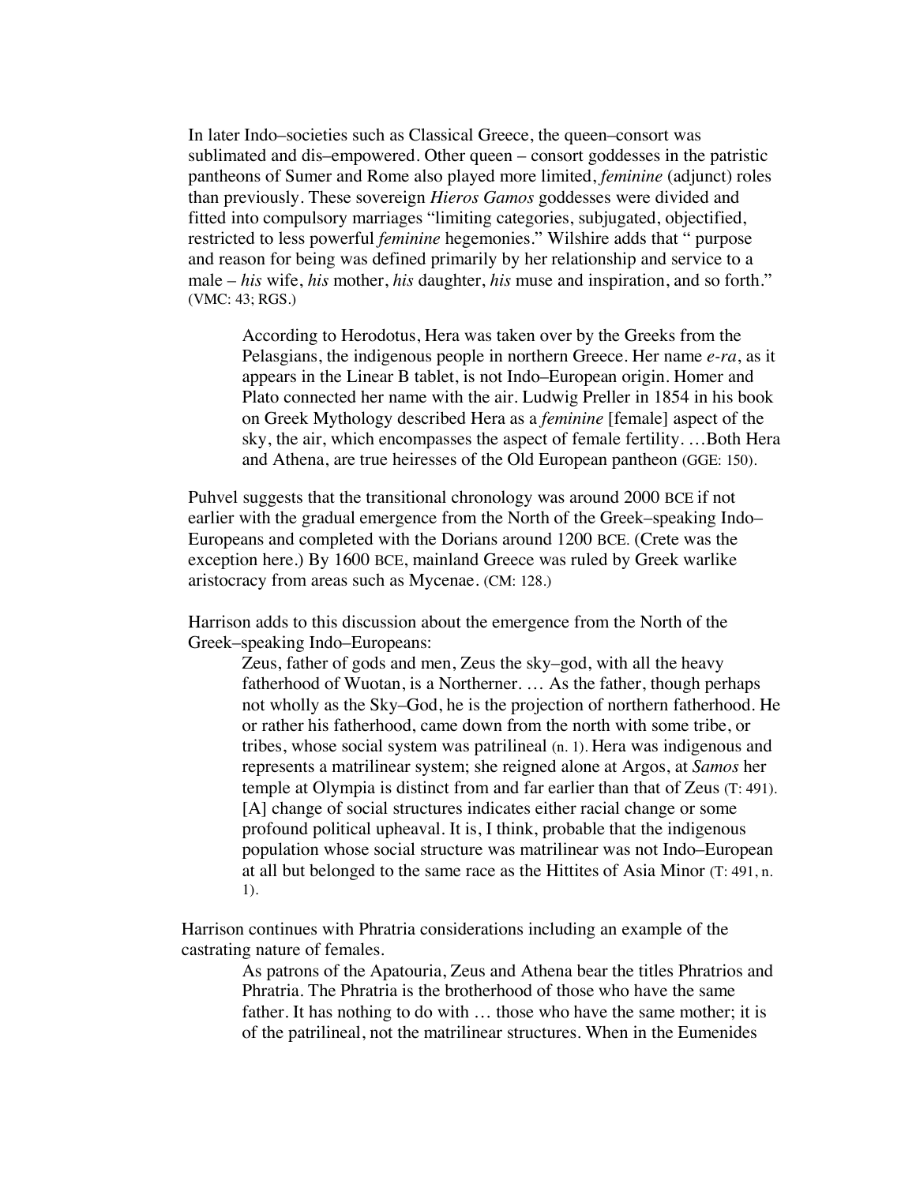In later Indo–societies such as Classical Greece, the queen–consort was sublimated and dis–empowered. Other queen – consort goddesses in the patristic pantheons of Sumer and Rome also played more limited, *feminine* (adjunct) roles than previously. These sovereign *Hieros Gamos* goddesses were divided and fitted into compulsory marriages "limiting categories, subjugated, objectified, restricted to less powerful *feminine* hegemonies." Wilshire adds that " purpose and reason for being was defined primarily by her relationship and service to a male – *his* wife, *his* mother, *his* daughter, *his* muse and inspiration, and so forth." (VMC: 43; RGS.)

> According to Herodotus, Hera was taken over by the Greeks from the Pelasgians, the indigenous people in northern Greece. Her name *e-ra*, as it appears in the Linear B tablet, is not Indo–European origin. Homer and Plato connected her name with the air. Ludwig Preller in 1854 in his book on Greek Mythology described Hera as a *feminine* [female] aspect of the sky, the air, which encompasses the aspect of female fertility. …Both Hera and Athena, are true heiresses of the Old European pantheon (GGE: 150).

Puhvel suggests that the transitional chronology was around 2000 BCE if not earlier with the gradual emergence from the North of the Greek–speaking Indo–Europeans and completed with the Dorians around 1200 BCE. (Crete was the exception here.) By 1600 BCE, mainland Greece was ruled by Greek warlike aristocracy from areas such as Mycenae. (CM: 128.)

Harrison adds to this discussion about the emergence from the North of the Greek–speaking Indo–Europeans:

> Zeus, father of gods and men, Zeus the sky–god, with all the heavy fatherhood of Wuotan, is a Northerner. … As the father, though perhaps not wholly as the Sky–God, he is the projection of northern fatherhood. He or rather his fatherhood, came down from the north with some tribe, or tribes, whose social system was patrilineal (n. 1). Hera was indigenous and represents a matrilinear system; she reigned alone at Argos, at *Samos* her temple at Olympia is distinct from and far earlier than that of Zeus (T: 491). [A] change of social structures indicates either racial change or some profound political upheaval. It is, I think, probable that the indigenous population whose social structure was matrilinear was not Indo–European at all but belonged to the same race as the Hittites of Asia Minor (T: 491, n. 1).

Harrison continues with Phratria considerations including an example of the castrating nature of females.

> As patrons of the Apatouria, Zeus and Athena bear the titles Phratrios and Phratria. The Phratria is the brotherhood of those who have the same father. It has nothing to do with … those who have the same mother; it is of the patrilineal, not the matrilinear structures. When in the Eumenides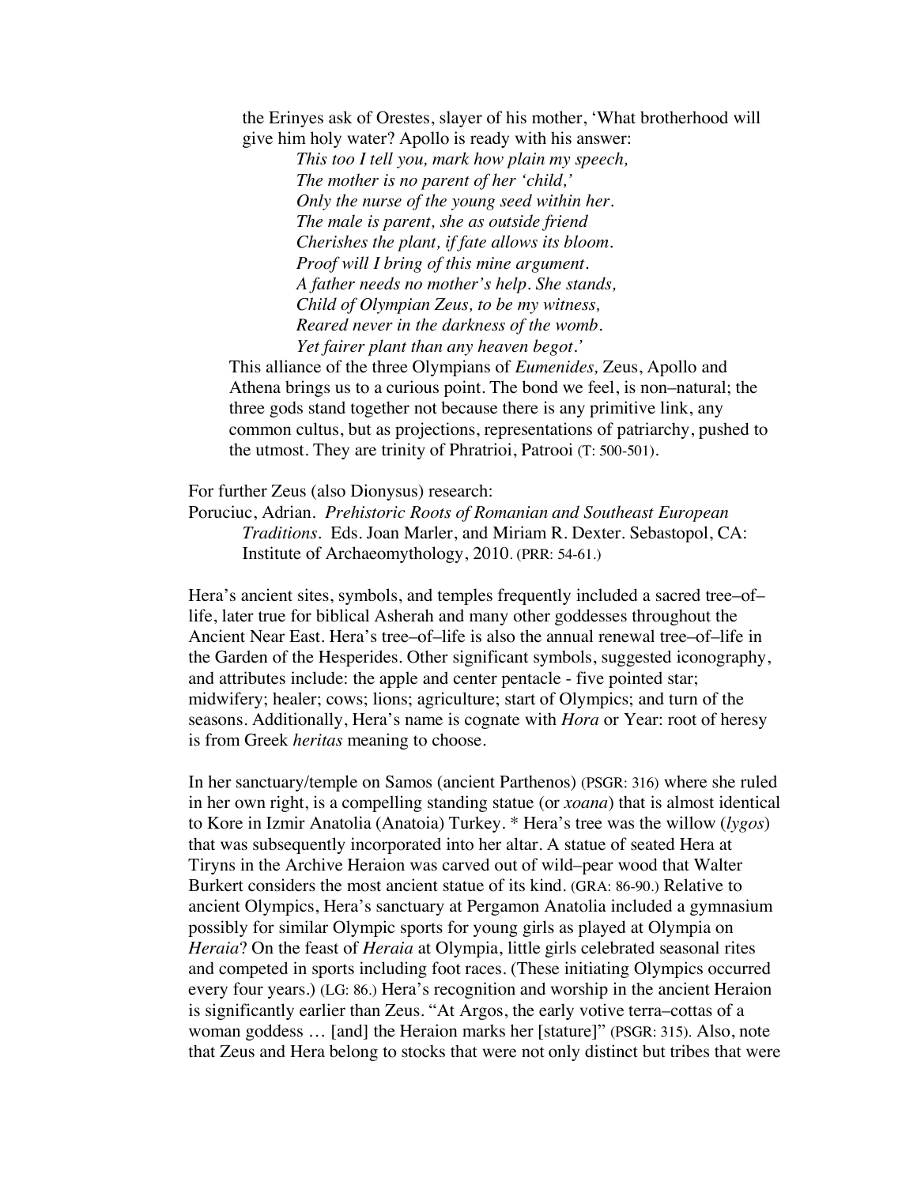the Erinyes ask of Orestes, slayer of his mother, 'What brotherhood will give him holy water? Apollo is ready with his answer:

> *This too I tell you, mark how plain my speech,*
> *The mother is no parent of her 'child,'*
> *Only the nurse of the young seed within her.*
> *The male is parent, she as outside friend*
> *Cherishes the plant, if fate allows its bloom.*
> *Proof will I bring of this mine argument.*
> *A father needs no mother's help. She stands,*
> *Child of Olympian Zeus, to be my witness,*
> *Reared never in the darkness of the womb.*
> *Yet fairer plant than any heaven begot.'*

This alliance of the three Olympians of *Eumenides,* Zeus, Apollo and Athena brings us to a curious point. The bond we feel, is non–natural; the three gods stand together not because there is any primitive link, any common cultus, but as projections, representations of patriarchy, pushed to the utmost. They are trinity of Phratrioi, Patrooi (T: 500-501).

For further Zeus (also Dionysus) research:

Poruciuc, Adrian. *Prehistoric Roots of Romanian and Southeast European Traditions*. Eds. Joan Marler, and Miriam R. Dexter. Sebastopol, CA: Institute of Archaeomythology, 2010. (PRR: 54-61.)

Hera's ancient sites, symbols, and temples frequently included a sacred tree–of–life, later true for biblical Asherah and many other goddesses throughout the Ancient Near East. Hera's tree–of–life is also the annual renewal tree–of–life in the Garden of the Hesperides. Other significant symbols, suggested iconography, and attributes include: the apple and center pentacle - five pointed star; midwifery; healer; cows; lions; agriculture; start of Olympics; and turn of the seasons. Additionally, Hera's name is cognate with *Hora* or Year: root of heresy is from Greek *heritas* meaning to choose.

In her sanctuary/temple on Samos (ancient Parthenos) (PSGR: 316) where she ruled in her own right, is a compelling standing statue (or *xoana*) that is almost identical to Kore in Izmir Anatolia (Anatoia) Turkey. * Hera's tree was the willow (*lygos*) that was subsequently incorporated into her altar. A statue of seated Hera at Tiryns in the Archive Heraion was carved out of wild–pear wood that Walter Burkert considers the most ancient statue of its kind. (GRA: 86-90.) Relative to ancient Olympics, Hera's sanctuary at Pergamon Anatolia included a gymnasium possibly for similar Olympic sports for young girls as played at Olympia on *Heraia*? On the feast of *Heraia* at Olympia, little girls celebrated seasonal rites and competed in sports including foot races. (These initiating Olympics occurred every four years.) (LG: 86.) Hera's recognition and worship in the ancient Heraion is significantly earlier than Zeus. "At Argos, the early votive terra–cottas of a woman goddess … [and] the Heraion marks her [stature]" (PSGR: 315). Also, note that Zeus and Hera belong to stocks that were not only distinct but tribes that were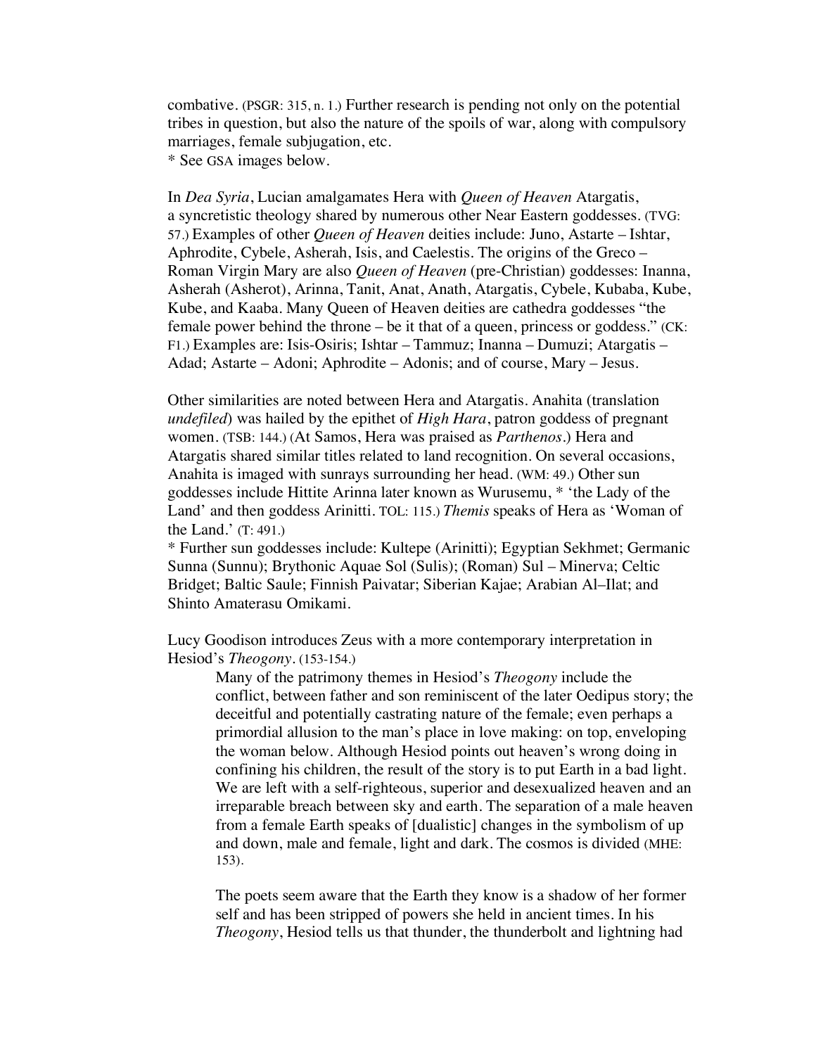combative. (PSGR: 315, n. 1.) Further research is pending not only on the potential tribes in question, but also the nature of the spoils of war, along with compulsory marriages, female subjugation, etc.
* See GSA images below.

In *Dea Syria*, Lucian amalgamates Hera with *Queen of Heaven* Atargatis, a syncretistic theology shared by numerous other Near Eastern goddesses. (TVG: 57.) Examples of other *Queen of Heaven* deities include: Juno, Astarte – Ishtar, Aphrodite, Cybele, Asherah, Isis, and Caelestis. The origins of the Greco – Roman Virgin Mary are also *Queen of Heaven* (pre-Christian) goddesses: Inanna, Asherah (Asherot), Arinna, Tanit, Anat, Anath, Atargatis, Cybele, Kubaba, Kube, Kube, and Kaaba. Many Queen of Heaven deities are cathedra goddesses "the female power behind the throne – be it that of a queen, princess or goddess." (CK: F1.) Examples are: Isis-Osiris; Ishtar – Tammuz; Inanna – Dumuzi; Atargatis – Adad; Astarte – Adoni; Aphrodite – Adonis; and of course, Mary – Jesus.

Other similarities are noted between Hera and Atargatis. Anahita (translation *undefiled*) was hailed by the epithet of *High Hara*, patron goddess of pregnant women. (TSB: 144.) (At Samos, Hera was praised as *Parthenos*.) Hera and Atargatis shared similar titles related to land recognition. On several occasions, Anahita is imaged with sunrays surrounding her head. (WM: 49.) Other sun goddesses include Hittite Arinna later known as Wurusemu, * 'the Lady of the Land' and then goddess Arinitti. TOL: 115.) *Themis* speaks of Hera as 'Woman of the Land.' (T: 491.)
* Further sun goddesses include: Kultepe (Arinitti); Egyptian Sekhmet; Germanic Sunna (Sunnu); Brythonic Aquae Sol (Sulis); (Roman) Sul – Minerva; Celtic Bridget; Baltic Saule; Finnish Paivatar; Siberian Kajae; Arabian Al–Ilat; and Shinto Amaterasu Omikami.

Lucy Goodison introduces Zeus with a more contemporary interpretation in Hesiod's *Theogony*. (153-154.)

> Many of the patrimony themes in Hesiod's *Theogony* include the conflict, between father and son reminiscent of the later Oedipus story; the deceitful and potentially castrating nature of the female; even perhaps a primordial allusion to the man's place in love making: on top, enveloping the woman below. Although Hesiod points out heaven's wrong doing in confining his children, the result of the story is to put Earth in a bad light. We are left with a self-righteous, superior and desexualized heaven and an irreparable breach between sky and earth. The separation of a male heaven from a female Earth speaks of [dualistic] changes in the symbolism of up and down, male and female, light and dark. The cosmos is divided (MHE: 153).
>
> The poets seem aware that the Earth they know is a shadow of her former self and has been stripped of powers she held in ancient times. In his *Theogony*, Hesiod tells us that thunder, the thunderbolt and lightning had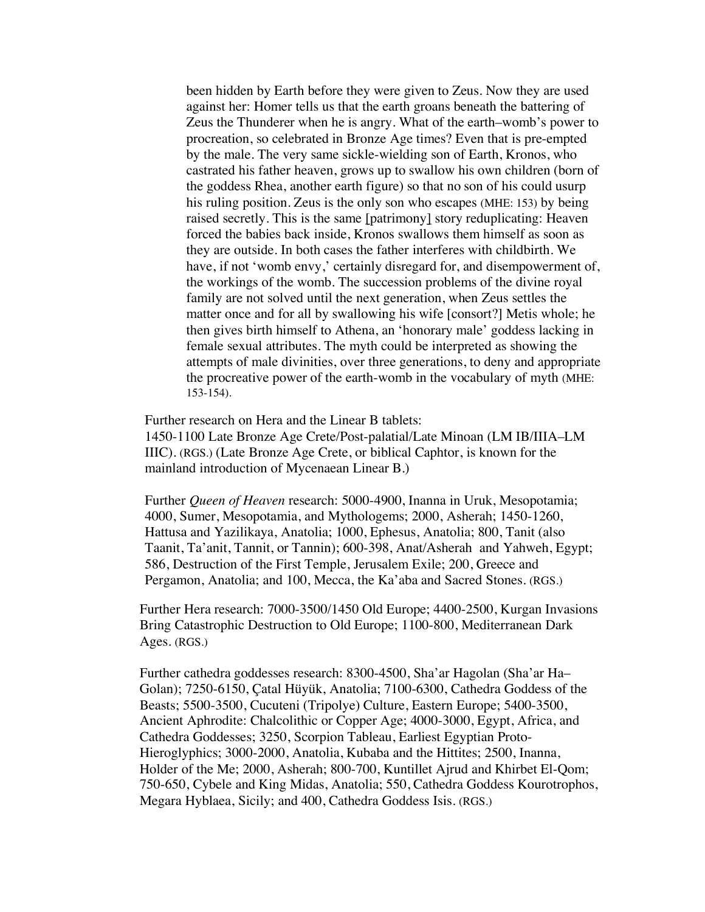> been hidden by Earth before they were given to Zeus. Now they are used against her: Homer tells us that the earth groans beneath the battering of Zeus the Thunderer when he is angry. What of the earth–womb's power to procreation, so celebrated in Bronze Age times? Even that is pre-empted by the male. The very same sickle-wielding son of Earth, Kronos, who castrated his father heaven, grows up to swallow his own children (born of the goddess Rhea, another earth figure) so that no son of his could usurp his ruling position. Zeus is the only son who escapes (MHE: 153) by being raised secretly. This is the same [patrimony] story reduplicating: Heaven forced the babies back inside, Kronos swallows them himself as soon as they are outside. In both cases the father interferes with childbirth. We have, if not 'womb envy,' certainly disregard for, and disempowerment of, the workings of the womb. The succession problems of the divine royal family are not solved until the next generation, when Zeus settles the matter once and for all by swallowing his wife [consort?] Metis whole; he then gives birth himself to Athena, an 'honorary male' goddess lacking in female sexual attributes. The myth could be interpreted as showing the attempts of male divinities, over three generations, to deny and appropriate the procreative power of the earth-womb in the vocabulary of myth (MHE: 153-154).

Further research on Hera and the Linear B tablets:
1450-1100 Late Bronze Age Crete/Post-palatial/Late Minoan (LM IB/IIIA–LM IIIC). (RGS.) (Late Bronze Age Crete, or biblical Caphtor, is known for the mainland introduction of Mycenaean Linear B.)

Further *Queen of Heaven* research: 5000-4900, Inanna in Uruk, Mesopotamia; 4000, Sumer, Mesopotamia, and Mythologems; 2000, Asherah; 1450-1260, Hattusa and Yazilikaya, Anatolia; 1000, Ephesus, Anatolia; 800, Tanit (also Taanit, Ta'anit, Tannit, or Tannin); 600-398, Anat/Asherah and Yahweh, Egypt; 586, Destruction of the First Temple, Jerusalem Exile; 200, Greece and Pergamon, Anatolia; and 100, Mecca, the Ka'aba and Sacred Stones. (RGS.)

Further Hera research: 7000-3500/1450 Old Europe; 4400-2500, Kurgan Invasions Bring Catastrophic Destruction to Old Europe; 1100-800, Mediterranean Dark Ages. (RGS.)

Further cathedra goddesses research: 8300-4500, Sha'ar Hagolan (Sha'ar Ha–Golan); 7250-6150, Çatal Hüyük, Anatolia; 7100-6300, Cathedra Goddess of the Beasts; 5500-3500, Cucuteni (Tripolye) Culture, Eastern Europe; 5400-3500, Ancient Aphrodite: Chalcolithic or Copper Age; 4000-3000, Egypt, Africa, and Cathedra Goddesses; 3250, Scorpion Tableau, Earliest Egyptian Proto-Hieroglyphics; 3000-2000, Anatolia, Kubaba and the Hittites; 2500, Inanna, Holder of the Me; 2000, Asherah; 800-700, Kuntillet Ajrud and Khirbet El-Qom; 750-650, Cybele and King Midas, Anatolia; 550, Cathedra Goddess Kourotrophos, Megara Hyblaea, Sicily; and 400, Cathedra Goddess Isis. (RGS.)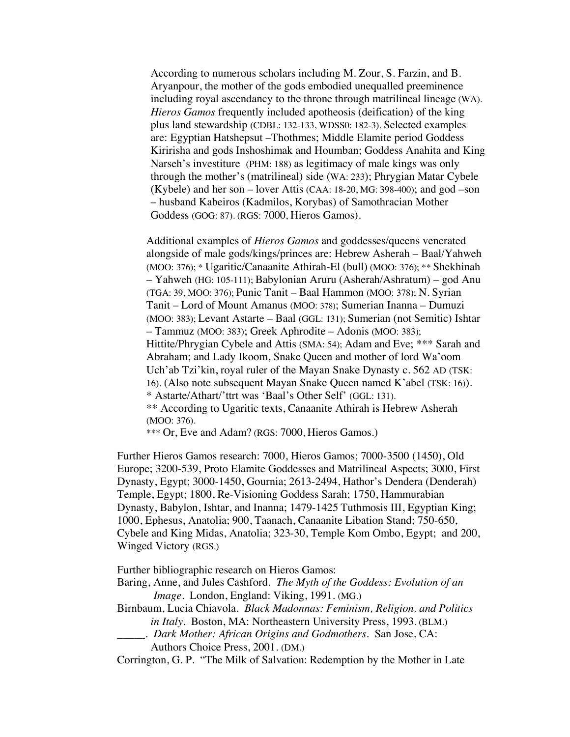According to numerous scholars including M. Zour, S. Farzin, and B. Aryanpour, the mother of the gods embodied unequalled preeminence including royal ascendancy to the throne through matrilineal lineage (WA). *Hieros Gamos* frequently included apotheosis (deification) of the king plus land stewardship (CDBL: 132-133, WDSS0: 182-3). Selected examples are: Egyptian Hatshepsut –Thothmes; Middle Elamite period Goddess Kiririsha and gods Inshoshimak and Houmban; Goddess Anahita and King Narseh's investiture (PHM: 188) as legitimacy of male kings was only through the mother's (matrilineal) side (WA: 233); Phrygian Matar Cybele (Kybele) and her son – lover Attis (CAA: 18-20, MG: 398-400); and god –son – husband Kabeiros (Kadmilos, Korybas) of Samothracian Mother Goddess (GOG: 87). (RGS: 7000, Hieros Gamos).

Additional examples of *Hieros Gamos* and goddesses/queens venerated alongside of male gods/kings/princes are: Hebrew Asherah – Baal/Yahweh (MOO: 376); * Ugaritic/Canaanite Athirah-El (bull) (MOO: 376); ** Shekhinah – Yahweh (HG: 105-111); Babylonian Aruru (Asherah/Ashratum) – god Anu (TGA: 39, MOO: 376); Punic Tanit – Baal Hammon (MOO: 378); N. Syrian Tanit – Lord of Mount Amanus (MOO: 378); Sumerian Inanna – Dumuzi (MOO: 383); Levant Astarte – Baal (GGL: 131); Sumerian (not Semitic) Ishtar – Tammuz (MOO: 383); Greek Aphrodite – Adonis (MOO: 383); Hittite/Phrygian Cybele and Attis (SMA: 54); Adam and Eve; *** Sarah and Abraham; and Lady Ikoom, Snake Queen and mother of lord Wa'oom Uch'ab Tzi'kin, royal ruler of the Mayan Snake Dynasty c. 562 AD (TSK: 16). (Also note subsequent Mayan Snake Queen named K'abel (TSK: 16)).
* Astarte/Athart/'ttrt was 'Baal's Other Self' (GGL: 131).
** According to Ugaritic texts, Canaanite Athirah is Hebrew Asherah (MOO: 376).
*** Or, Eve and Adam? (RGS: 7000, Hieros Gamos.)

Further Hieros Gamos research: 7000, Hieros Gamos; 7000-3500 (1450), Old Europe; 3200-539, Proto Elamite Goddesses and Matrilineal Aspects; 3000, First Dynasty, Egypt; 3000-1450, Gournia; 2613-2494, Hathor's Dendera (Denderah) Temple, Egypt; 1800, Re-Visioning Goddess Sarah; 1750, Hammurabian Dynasty, Babylon, Ishtar, and Inanna; 1479-1425 Tuthmosis III, Egyptian King; 1000, Ephesus, Anatolia; 900, Taanach, Canaanite Libation Stand; 750-650, Cybele and King Midas, Anatolia; 323-30, Temple Kom Ombo, Egypt; and 200, Winged Victory (RGS.)

Further bibliographic research on Hieros Gamos:

Baring, Anne, and Jules Cashford. *The Myth of the Goddess: Evolution of an Image*. London, England: Viking, 1991. (MG.)

Birnbaum, Lucia Chiavola. *Black Madonnas: Feminism, Religion, and Politics in Italy*. Boston, MA: Northeastern University Press, 1993. (BLM.)

_____. *Dark Mother: African Origins and Godmothers*. San Jose, CA: Authors Choice Press, 2001. (DM.)

Corrington, G. P. "The Milk of Salvation: Redemption by the Mother in Late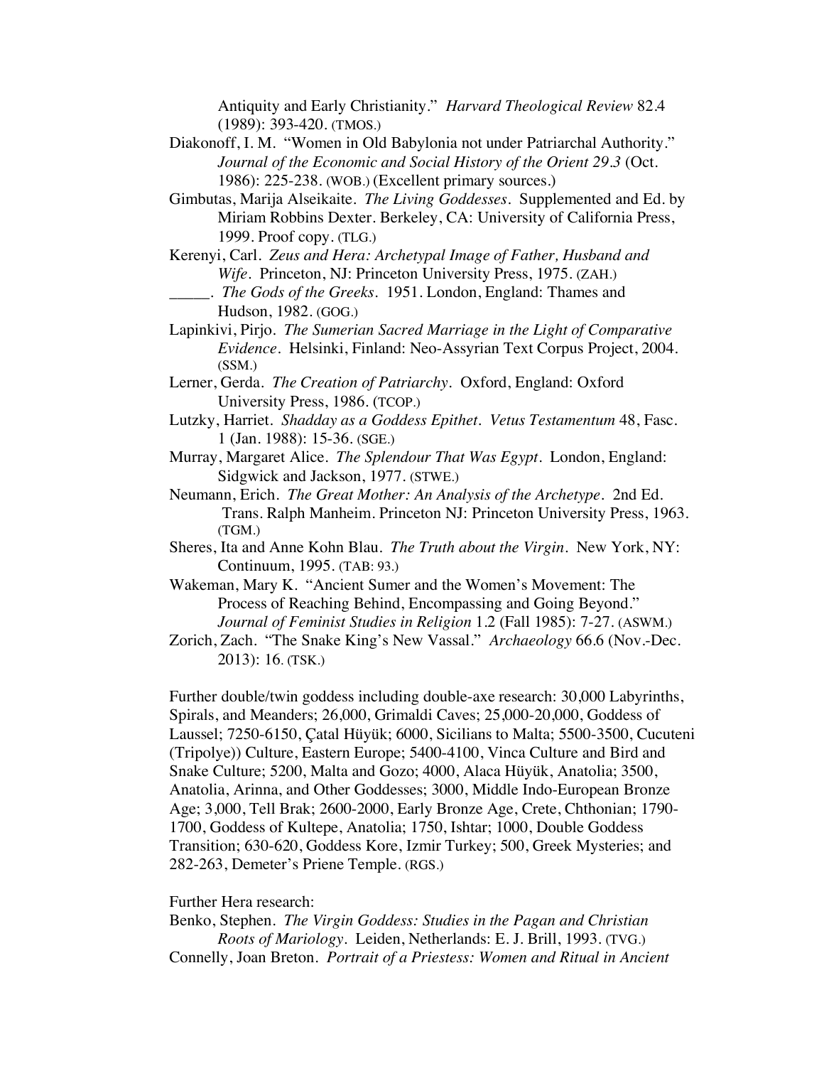Antiquity and Early Christianity." *Harvard Theological Review* 82.4 (1989): 393-420. (TMOS.)

Diakonoff, I. M. "Women in Old Babylonia not under Patriarchal Authority." *Journal of the Economic and Social History of the Orient 29.3* (Oct. 1986): 225-238. (WOB.) (Excellent primary sources.)

Gimbutas, Marija Alseikaite. *The Living Goddesses*. Supplemented and Ed. by Miriam Robbins Dexter. Berkeley, CA: University of California Press, 1999. Proof copy. (TLG.)

Kerenyi, Carl. *Zeus and Hera: Archetypal Image of Father, Husband and Wife*. Princeton, NJ: Princeton University Press, 1975. (ZAH.)

_____. *The Gods of the Greeks*. 1951. London, England: Thames and Hudson, 1982. (GOG.)

Lapinkivi, Pirjo. *The Sumerian Sacred Marriage in the Light of Comparative Evidence*. Helsinki, Finland: Neo-Assyrian Text Corpus Project, 2004. (SSM.)

Lerner, Gerda. *The Creation of Patriarchy*. Oxford, England: Oxford University Press, 1986. (TCOP.)

Lutzky, Harriet. *Shadday as a Goddess Epithet. Vetus Testamentum* 48, Fasc. 1 (Jan. 1988): 15-36. (SGE.)

Murray, Margaret Alice. *The Splendour That Was Egypt*. London, England: Sidgwick and Jackson, 1977. (STWE.)

Neumann, Erich. *The Great Mother: An Analysis of the Archetype*. 2nd Ed. Trans. Ralph Manheim. Princeton NJ: Princeton University Press, 1963. (TGM.)

Sheres, Ita and Anne Kohn Blau. *The Truth about the Virgin*. New York, NY: Continuum, 1995. (TAB: 93.)

Wakeman, Mary K. "Ancient Sumer and the Women's Movement: The Process of Reaching Behind, Encompassing and Going Beyond." *Journal of Feminist Studies in Religion* 1.2 (Fall 1985): 7-27. (ASWM.)

Zorich, Zach. "The Snake King's New Vassal." *Archaeology* 66.6 (Nov.-Dec. 2013): 16. (TSK.)

Further double/twin goddess including double-axe research: 30,000 Labyrinths, Spirals, and Meanders; 26,000, Grimaldi Caves; 25,000-20,000, Goddess of Laussel; 7250-6150, Çatal Hüyük; 6000, Sicilians to Malta; 5500-3500, Cucuteni (Tripolye)) Culture, Eastern Europe; 5400-4100, Vinca Culture and Bird and Snake Culture; 5200, Malta and Gozo; 4000, Alaca Hüyük, Anatolia; 3500, Anatolia, Arinna, and Other Goddesses; 3000, Middle Indo-European Bronze Age; 3,000, Tell Brak; 2600-2000, Early Bronze Age, Crete, Chthonian; 1790-1700, Goddess of Kultepe, Anatolia; 1750, Ishtar; 1000, Double Goddess Transition; 630-620, Goddess Kore, Izmir Turkey; 500, Greek Mysteries; and 282-263, Demeter's Priene Temple. (RGS.)

Further Hera research:

Benko, Stephen. *The Virgin Goddess: Studies in the Pagan and Christian Roots of Mariology*. Leiden, Netherlands: E. J. Brill, 1993. (TVG.)

Connelly, Joan Breton. *Portrait of a Priestess: Women and Ritual in Ancient*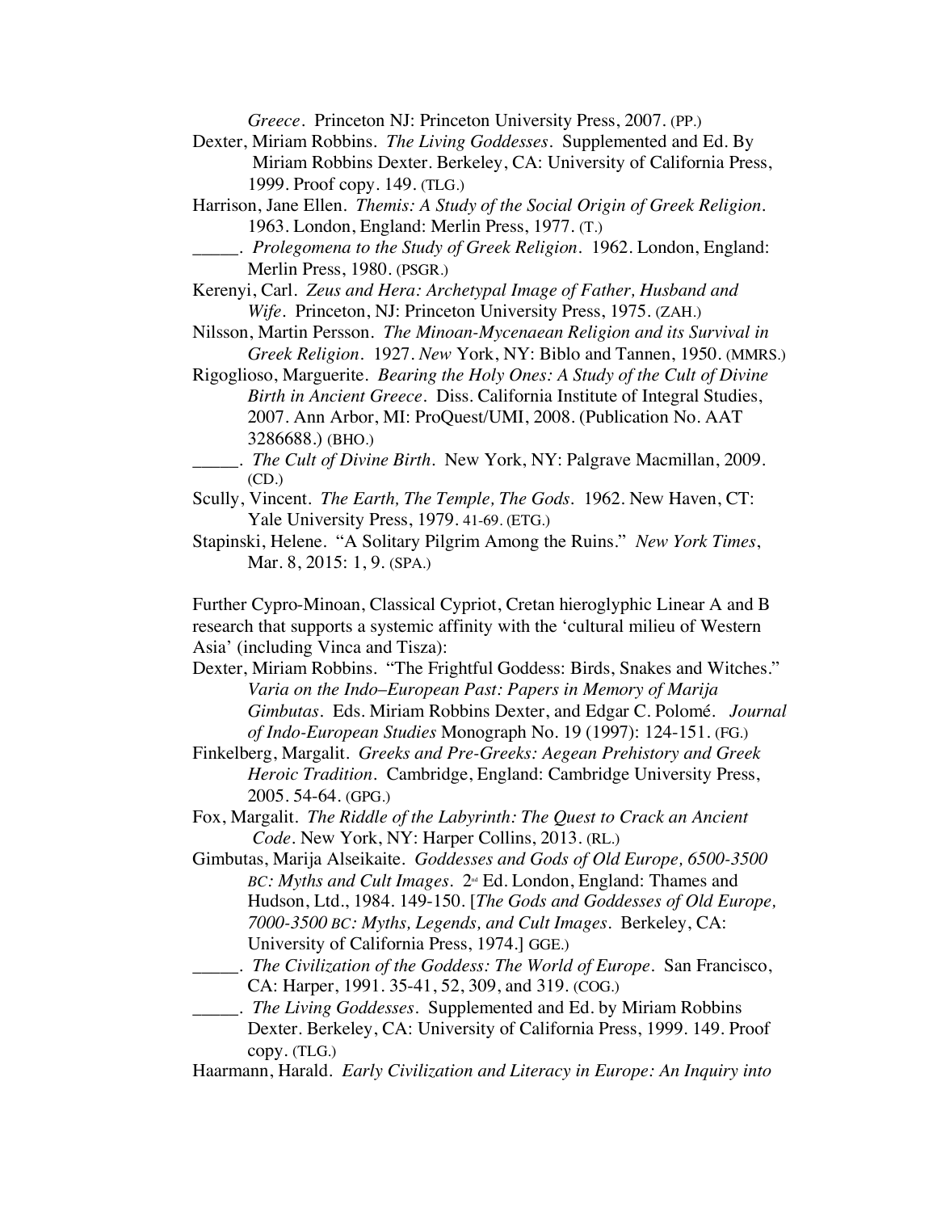*Greece*. Princeton NJ: Princeton University Press, 2007. (PP.)

Dexter, Miriam Robbins. *The Living Goddesses*. Supplemented and Ed. By Miriam Robbins Dexter. Berkeley, CA: University of California Press, 1999. Proof copy. 149. (TLG.)

Harrison, Jane Ellen. *Themis: A Study of the Social Origin of Greek Religion*. 1963. London, England: Merlin Press, 1977. (T.)

_____. *Prolegomena to the Study of Greek Religion*. 1962. London, England: Merlin Press, 1980. (PSGR.)

Kerenyi, Carl. *Zeus and Hera: Archetypal Image of Father, Husband and Wife*. Princeton, NJ: Princeton University Press, 1975. (ZAH.)

Nilsson, Martin Persson. *The Minoan-Mycenaean Religion and its Survival in Greek Religion*. 1927. *New* York, NY: Biblo and Tannen, 1950. (MMRS.)

Rigoglioso, Marguerite. *Bearing the Holy Ones: A Study of the Cult of Divine Birth in Ancient Greece*. Diss. California Institute of Integral Studies, 2007. Ann Arbor, MI: ProQuest/UMI, 2008. (Publication No. AAT 3286688.) (BHO.)

_____. *The Cult of Divine Birth*. New York, NY: Palgrave Macmillan, 2009. (CD.)

Scully, Vincent. *The Earth, The Temple, The Gods*. 1962. New Haven, CT: Yale University Press, 1979. 41-69. (ETG.)

Stapinski, Helene. "A Solitary Pilgrim Among the Ruins." *New York Times*, Mar. 8, 2015: 1, 9. (SPA.)

Further Cypro-Minoan, Classical Cypriot, Cretan hieroglyphic Linear A and B research that supports a systemic affinity with the 'cultural milieu of Western Asia' (including Vinca and Tisza):

Dexter, Miriam Robbins. "The Frightful Goddess: Birds, Snakes and Witches." *Varia on the Indo–European Past: Papers in Memory of Marija Gimbutas*. Eds. Miriam Robbins Dexter, and Edgar C. Polomé. *Journal of Indo-European Studies* Monograph No. 19 (1997): 124-151. (FG.)

Finkelberg, Margalit. *Greeks and Pre-Greeks: Aegean Prehistory and Greek Heroic Tradition*. Cambridge, England: Cambridge University Press, 2005. 54-64. (GPG.)

Fox, Margalit. *The Riddle of the Labyrinth: The Quest to Crack an Ancient Code*. New York, NY: Harper Collins, 2013. (RL.)

Gimbutas, Marija Alseikaite. *Goddesses and Gods of Old Europe, 6500-3500 BC: Myths and Cult Images*. 2nd Ed. London, England: Thames and Hudson, Ltd., 1984. 149-150. [*The Gods and Goddesses of Old Europe, 7000-3500 BC: Myths, Legends, and Cult Images*. Berkeley, CA: University of California Press, 1974.] GGE.)

_____. *The Civilization of the Goddess: The World of Europe*. San Francisco, CA: Harper, 1991. 35-41, 52, 309, and 319. (COG.)

_____. *The Living Goddesses*. Supplemented and Ed. by Miriam Robbins Dexter. Berkeley, CA: University of California Press, 1999. 149. Proof copy. (TLG.)

Haarmann, Harald. *Early Civilization and Literacy in Europe: An Inquiry into*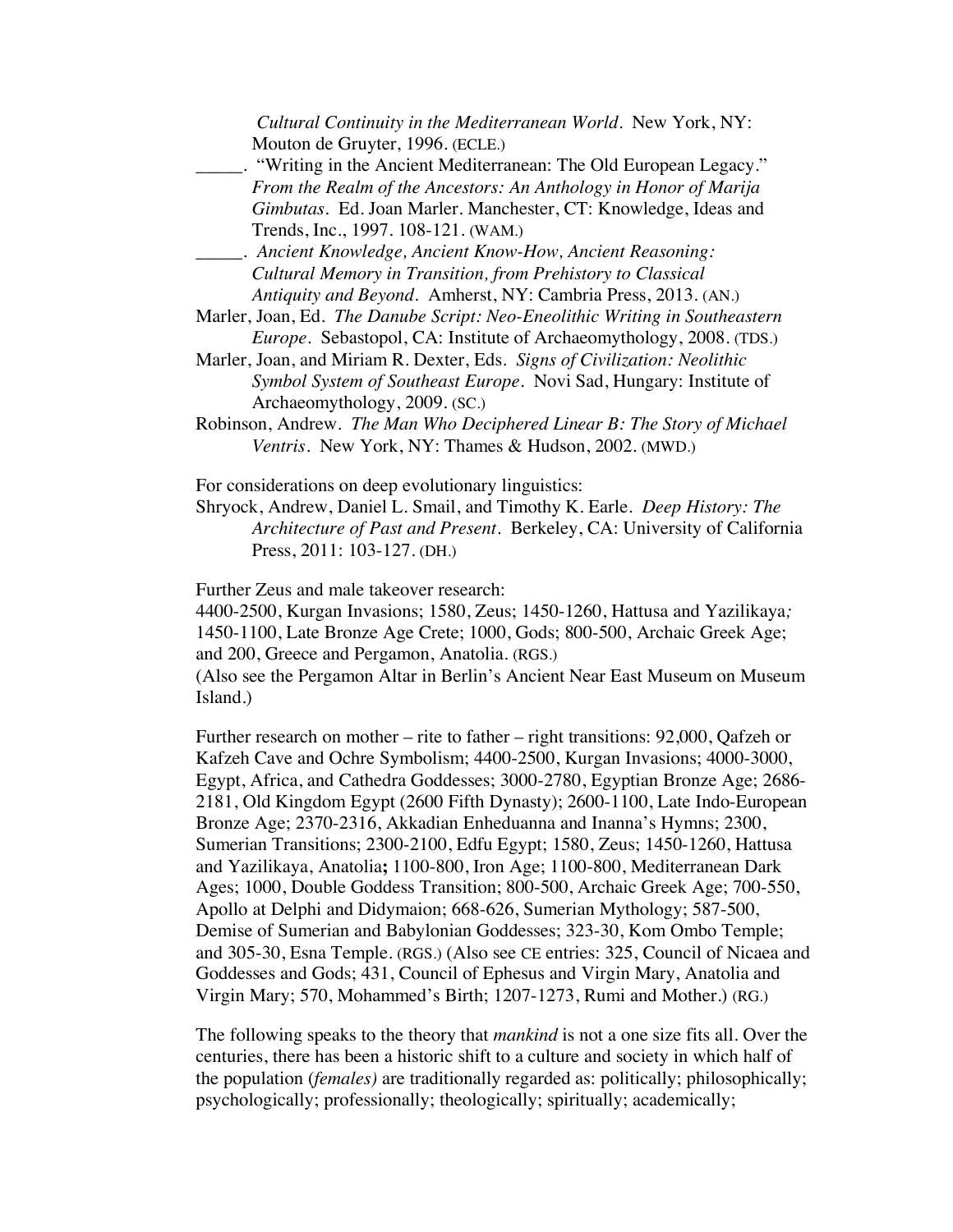*Cultural Continuity in the Mediterranean World*. New York, NY: Mouton de Gruyter, 1996. (ECLE.)

_____. "Writing in the Ancient Mediterranean: The Old European Legacy." *From the Realm of the Ancestors: An Anthology in Honor of Marija Gimbutas*. Ed. Joan Marler. Manchester, CT: Knowledge, Ideas and Trends, Inc., 1997. 108-121. (WAM.)

_____. *Ancient Knowledge, Ancient Know-How, Ancient Reasoning: Cultural Memory in Transition, from Prehistory to Classical Antiquity and Beyond*. Amherst, NY: Cambria Press, 2013. (AN.)

Marler, Joan, Ed. *The Danube Script: Neo-Eneolithic Writing in Southeastern Europe*. Sebastopol, CA: Institute of Archaeomythology, 2008. (TDS.)

Marler, Joan, and Miriam R. Dexter, Eds. *Signs of Civilization: Neolithic Symbol System of Southeast Europe*. Novi Sad, Hungary: Institute of Archaeomythology, 2009. (SC.)

Robinson, Andrew. *The Man Who Deciphered Linear B: The Story of Michael Ventris*. New York, NY: Thames & Hudson, 2002. (MWD.)

For considerations on deep evolutionary linguistics:

Shryock, Andrew, Daniel L. Smail, and Timothy K. Earle. *Deep History: The Architecture of Past and Present*. Berkeley, CA: University of California Press, 2011: 103-127. (DH.)

Further Zeus and male takeover research:
4400-2500, Kurgan Invasions; 1580, Zeus; 1450-1260, Hattusa and Yazilikaya*;* 1450-1100, Late Bronze Age Crete; 1000, Gods; 800-500, Archaic Greek Age; and 200, Greece and Pergamon, Anatolia. (RGS.)
(Also see the Pergamon Altar in Berlin's Ancient Near East Museum on Museum Island.)

Further research on mother – rite to father – right transitions: 92,000, Qafzeh or Kafzeh Cave and Ochre Symbolism; 4400-2500, Kurgan Invasions; 4000-3000, Egypt, Africa, and Cathedra Goddesses; 3000-2780, Egyptian Bronze Age; 2686-2181, Old Kingdom Egypt (2600 Fifth Dynasty); 2600-1100, Late Indo-European Bronze Age; 2370-2316, Akkadian Enheduanna and Inanna's Hymns; 2300, Sumerian Transitions; 2300-2100, Edfu Egypt; 1580, Zeus; 1450-1260, Hattusa and Yazilikaya, Anatolia**;** 1100-800, Iron Age; 1100-800, Mediterranean Dark Ages; 1000, Double Goddess Transition; 800-500, Archaic Greek Age; 700-550, Apollo at Delphi and Didymaion; 668-626, Sumerian Mythology; 587-500, Demise of Sumerian and Babylonian Goddesses; 323-30, Kom Ombo Temple; and 305-30, Esna Temple. (RGS.) (Also see CE entries: 325, Council of Nicaea and Goddesses and Gods; 431, Council of Ephesus and Virgin Mary, Anatolia and Virgin Mary; 570, Mohammed's Birth; 1207-1273, Rumi and Mother.) (RG.)

The following speaks to the theory that *mankind* is not a one size fits all. Over the centuries, there has been a historic shift to a culture and society in which half of the population (*females)* are traditionally regarded as: politically; philosophically; psychologically; professionally; theologically; spiritually; academically;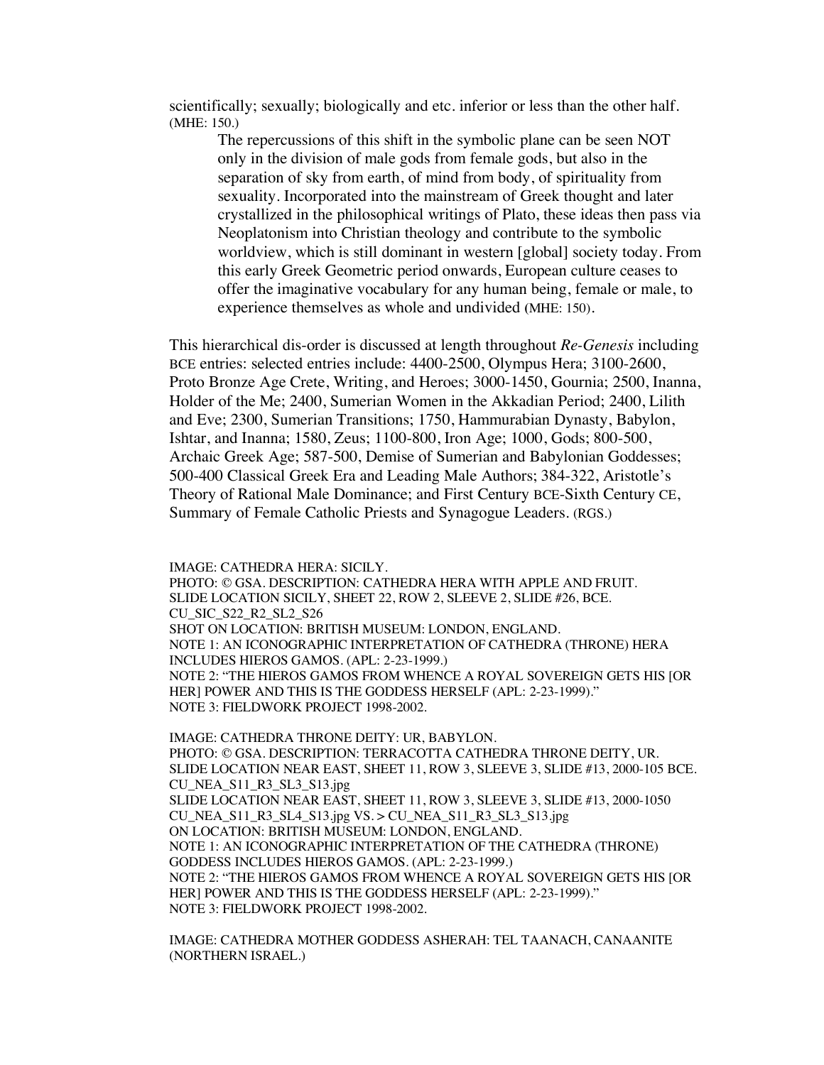scientifically; sexually; biologically and etc. inferior or less than the other half. (MHE: 150.)

> The repercussions of this shift in the symbolic plane can be seen NOT only in the division of male gods from female gods, but also in the separation of sky from earth, of mind from body, of spirituality from sexuality. Incorporated into the mainstream of Greek thought and later crystallized in the philosophical writings of Plato, these ideas then pass via Neoplatonism into Christian theology and contribute to the symbolic worldview, which is still dominant in western [global] society today. From this early Greek Geometric period onwards, European culture ceases to offer the imaginative vocabulary for any human being, female or male, to experience themselves as whole and undivided (MHE: 150).

This hierarchical dis-order is discussed at length throughout *Re-Genesis* including BCE entries: selected entries include: 4400-2500, Olympus Hera; 3100-2600, Proto Bronze Age Crete, Writing, and Heroes; 3000-1450, Gournia; 2500, Inanna, Holder of the Me; 2400, Sumerian Women in the Akkadian Period; 2400, Lilith and Eve; 2300, Sumerian Transitions; 1750, Hammurabian Dynasty, Babylon, Ishtar, and Inanna; 1580, Zeus; 1100-800, Iron Age; 1000, Gods; 800-500, Archaic Greek Age; 587-500, Demise of Sumerian and Babylonian Goddesses; 500-400 Classical Greek Era and Leading Male Authors; 384-322, Aristotle's Theory of Rational Male Dominance; and First Century BCE-Sixth Century CE, Summary of Female Catholic Priests and Synagogue Leaders. (RGS.)

IMAGE: CATHEDRA HERA: SICILY.
PHOTO: © GSA. DESCRIPTION: CATHEDRA HERA WITH APPLE AND FRUIT.
SLIDE LOCATION SICILY, SHEET 22, ROW 2, SLEEVE 2, SLIDE #26, BCE.
CU_SIC_S22_R2_SL2_S26
SHOT ON LOCATION: BRITISH MUSEUM: LONDON, ENGLAND.
NOTE 1: AN ICONOGRAPHIC INTERPRETATION OF CATHEDRA (THRONE) HERA INCLUDES HIEROS GAMOS. (APL: 2-23-1999.)
NOTE 2: "THE HIEROS GAMOS FROM WHENCE A ROYAL SOVEREIGN GETS HIS [OR HER] POWER AND THIS IS THE GODDESS HERSELF (APL: 2-23-1999)."
NOTE 3: FIELDWORK PROJECT 1998-2002.

IMAGE: CATHEDRA THRONE DEITY: UR, BABYLON.
PHOTO: © GSA. DESCRIPTION: TERRACOTTA CATHEDRA THRONE DEITY, UR.
SLIDE LOCATION NEAR EAST, SHEET 11, ROW 3, SLEEVE 3, SLIDE #13, 2000-105 BCE.
CU_NEA_S11_R3_SL3_S13.jpg
SLIDE LOCATION NEAR EAST, SHEET 11, ROW 3, SLEEVE 3, SLIDE #13, 2000-1050
CU_NEA_S11_R3_SL4_S13.jpg VS. > CU_NEA_S11_R3_SL3_S13.jpg
ON LOCATION: BRITISH MUSEUM: LONDON, ENGLAND.
NOTE 1: AN ICONOGRAPHIC INTERPRETATION OF THE CATHEDRA (THRONE) GODDESS INCLUDES HIEROS GAMOS. (APL: 2-23-1999.)
NOTE 2: "THE HIEROS GAMOS FROM WHENCE A ROYAL SOVEREIGN GETS HIS [OR HER] POWER AND THIS IS THE GODDESS HERSELF (APL: 2-23-1999)."
NOTE 3: FIELDWORK PROJECT 1998-2002.

IMAGE: CATHEDRA MOTHER GODDESS ASHERAH: TEL TAANACH, CANAANITE (NORTHERN ISRAEL.)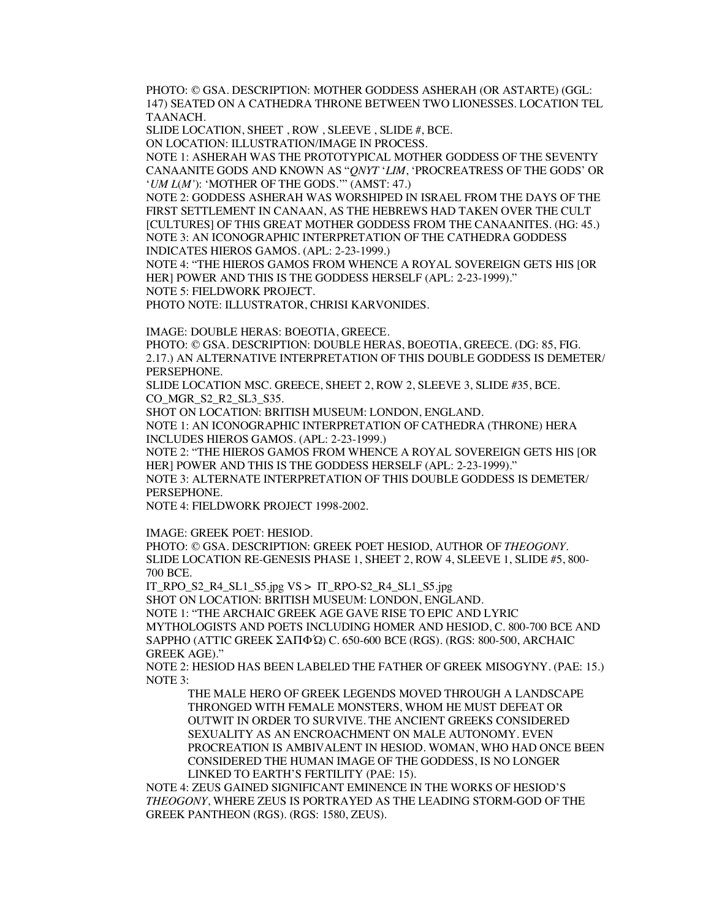PHOTO: © GSA. DESCRIPTION: MOTHER GODDESS ASHERAH (OR ASTARTE) (GGL: 147) SEATED ON A CATHEDRA THRONE BETWEEN TWO LIONESSES. LOCATION TEL TAANACH.

SLIDE LOCATION, SHEET , ROW , SLEEVE , SLIDE #, BCE.

ON LOCATION: ILLUSTRATION/IMAGE IN PROCESS.

NOTE 1: ASHERAH WAS THE PROTOTYPICAL MOTHER GODDESS OF THE SEVENTY CANAANITE GODS AND KNOWN AS "*QNYT* '*LIM*, 'PROCREATRESS OF THE GODS' OR '*UM L*(*M'*): 'MOTHER OF THE GODS.'" (AMST: 47.)

NOTE 2: GODDESS ASHERAH WAS WORSHIPED IN ISRAEL FROM THE DAYS OF THE FIRST SETTLEMENT IN CANAAN, AS THE HEBREWS HAD TAKEN OVER THE CULT [CULTURES] OF THIS GREAT MOTHER GODDESS FROM THE CANAANITES. (HG: 45.)

NOTE 3: AN ICONOGRAPHIC INTERPRETATION OF THE CATHEDRA GODDESS INDICATES HIEROS GAMOS. (APL: 2-23-1999.)

NOTE 4: "THE HIEROS GAMOS FROM WHENCE A ROYAL SOVEREIGN GETS HIS [OR HER] POWER AND THIS IS THE GODDESS HERSELF (APL: 2-23-1999)."

NOTE 5: FIELDWORK PROJECT.

PHOTO NOTE: ILLUSTRATOR, CHRISI KARVONIDES.

IMAGE: DOUBLE HERAS: BOEOTIA, GREECE.

PHOTO: © GSA. DESCRIPTION: DOUBLE HERAS, BOEOTIA, GREECE. (DG: 85, FIG. 2.17.) AN ALTERNATIVE INTERPRETATION OF THIS DOUBLE GODDESS IS DEMETER/ PERSEPHONE.

SLIDE LOCATION MSC. GREECE, SHEET 2, ROW 2, SLEEVE 3, SLIDE #35, BCE.

CO_MGR_S2_R2_SL3_S35.

SHOT ON LOCATION: BRITISH MUSEUM: LONDON, ENGLAND.

NOTE 1: AN ICONOGRAPHIC INTERPRETATION OF CATHEDRA (THRONE) HERA INCLUDES HIEROS GAMOS. (APL: 2-23-1999.)

NOTE 2: "THE HIEROS GAMOS FROM WHENCE A ROYAL SOVEREIGN GETS HIS [OR HER] POWER AND THIS IS THE GODDESS HERSELF (APL: 2-23-1999)."

NOTE 3: ALTERNATE INTERPRETATION OF THIS DOUBLE GODDESS IS DEMETER/ PERSEPHONE.

NOTE 4: FIELDWORK PROJECT 1998-2002.

IMAGE: GREEK POET: HESIOD.

PHOTO: © GSA. DESCRIPTION: GREEK POET HESIOD, AUTHOR OF *THEOGONY*.

SLIDE LOCATION RE-GENESIS PHASE 1, SHEET 2, ROW 4, SLEEVE 1, SLIDE #5, 800-700 BCE.

IT_RPO_S2_R4_SL1_S5.jpg VS > IT_RPO-S2_R4_SL1_S5.jpg

SHOT ON LOCATION: BRITISH MUSEUM: LONDON, ENGLAND.

NOTE 1: "THE ARCHAIC GREEK AGE GAVE RISE TO EPIC AND LYRIC MYTHOLOGISTS AND POETS INCLUDING HOMER AND HESIOD, C. 800-700 BCE AND SAPPHO (ATTIC GREEK ΣΑΠΦΏ) C. 650-600 BCE (RGS). (RGS: 800-500, ARCHAIC GREEK AGE)."

NOTE 2: HESIOD HAS BEEN LABELED THE FATHER OF GREEK MISOGYNY. (PAE: 15.)

NOTE 3:

> THE MALE HERO OF GREEK LEGENDS MOVED THROUGH A LANDSCAPE THRONGED WITH FEMALE MONSTERS, WHOM HE MUST DEFEAT OR OUTWIT IN ORDER TO SURVIVE. THE ANCIENT GREEKS CONSIDERED SEXUALITY AS AN ENCROACHMENT ON MALE AUTONOMY. EVEN PROCREATION IS AMBIVALENT IN HESIOD. WOMAN, WHO HAD ONCE BEEN CONSIDERED THE HUMAN IMAGE OF THE GODDESS, IS NO LONGER LINKED TO EARTH'S FERTILITY (PAE: 15).

NOTE 4: ZEUS GAINED SIGNIFICANT EMINENCE IN THE WORKS OF HESIOD'S *THEOGONY*, WHERE ZEUS IS PORTRAYED AS THE LEADING STORM-GOD OF THE GREEK PANTHEON (RGS). (RGS: 1580, ZEUS).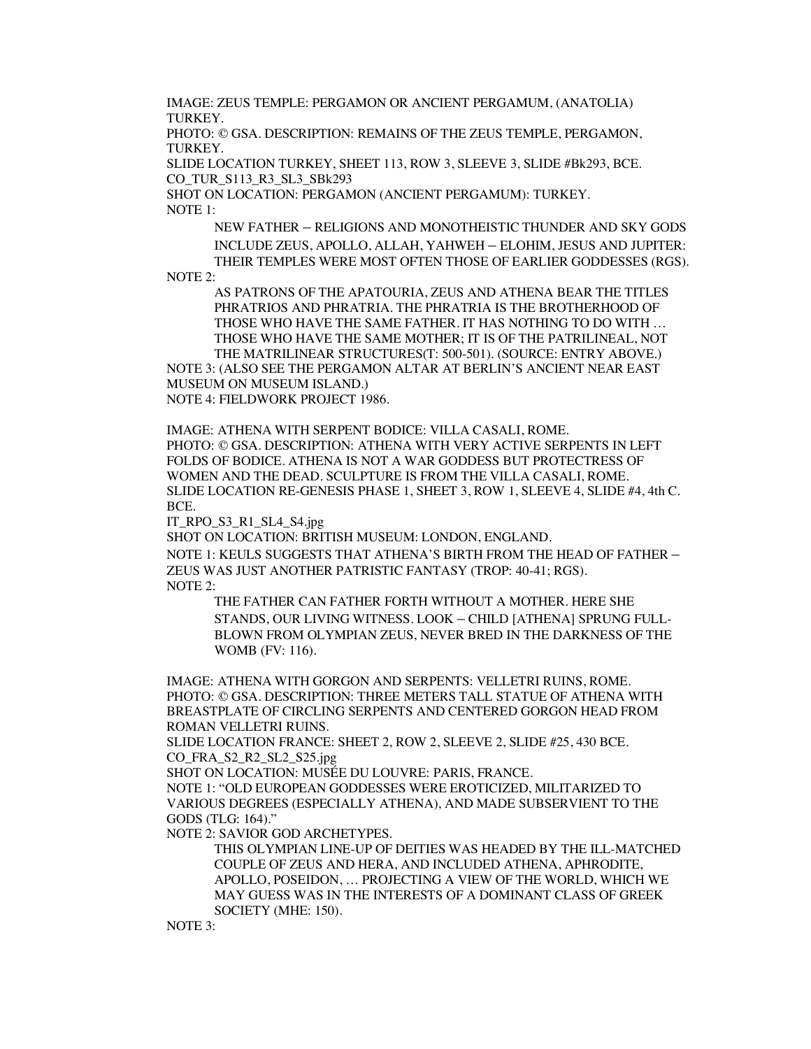IMAGE: ZEUS TEMPLE: PERGAMON OR ANCIENT PERGAMUM, (ANATOLIA) TURKEY.
PHOTO: © GSA. DESCRIPTION: REMAINS OF THE ZEUS TEMPLE, PERGAMON, TURKEY.
SLIDE LOCATION TURKEY, SHEET 113, ROW 3, SLEEVE 3, SLIDE #Bk293, BCE.
CO_TUR_S113_R3_SL3_SBk293
SHOT ON LOCATION: PERGAMON (ANCIENT PERGAMUM): TURKEY.
NOTE 1:

> NEW FATHER – RELIGIONS AND MONOTHEISTIC THUNDER AND SKY GODS INCLUDE ZEUS, APOLLO, ALLAH, YAHWEH – ELOHIM, JESUS AND JUPITER: THEIR TEMPLES WERE MOST OFTEN THOSE OF EARLIER GODDESSES (RGS).

NOTE 2:

> AS PATRONS OF THE APATOURIA, ZEUS AND ATHENA BEAR THE TITLES PHRATRIOS AND PHRATRIA. THE PHRATRIA IS THE BROTHERHOOD OF THOSE WHO HAVE THE SAME FATHER. IT HAS NOTHING TO DO WITH … THOSE WHO HAVE THE SAME MOTHER; IT IS OF THE PATRILINEAL, NOT THE MATRILINEAR STRUCTURES(T: 500-501). (SOURCE: ENTRY ABOVE.)

NOTE 3: (ALSO SEE THE PERGAMON ALTAR AT BERLIN'S ANCIENT NEAR EAST MUSEUM ON MUSEUM ISLAND.)
NOTE 4: FIELDWORK PROJECT 1986.

IMAGE: ATHENA WITH SERPENT BODICE: VILLA CASALI, ROME.
PHOTO: © GSA. DESCRIPTION: ATHENA WITH VERY ACTIVE SERPENTS IN LEFT FOLDS OF BODICE. ATHENA IS NOT A WAR GODDESS BUT PROTECTRESS OF WOMEN AND THE DEAD. SCULPTURE IS FROM THE VILLA CASALI, ROME.
SLIDE LOCATION RE-GENESIS PHASE 1, SHEET 3, ROW 1, SLEEVE 4, SLIDE #4, 4th C. BCE.
IT_RPO_S3_R1_SL4_S4.jpg
SHOT ON LOCATION: BRITISH MUSEUM: LONDON, ENGLAND.
NOTE 1: KEULS SUGGESTS THAT ATHENA'S BIRTH FROM THE HEAD OF FATHER – ZEUS WAS JUST ANOTHER PATRISTIC FANTASY (TROP: 40-41; RGS).
NOTE 2:

> THE FATHER CAN FATHER FORTH WITHOUT A MOTHER. HERE SHE STANDS, OUR LIVING WITNESS. LOOK – CHILD [ATHENA] SPRUNG FULL-BLOWN FROM OLYMPIAN ZEUS, NEVER BRED IN THE DARKNESS OF THE WOMB (FV: 116).

IMAGE: ATHENA WITH GORGON AND SERPENTS: VELLETRI RUINS, ROME.
PHOTO: © GSA. DESCRIPTION: THREE METERS TALL STATUE OF ATHENA WITH BREASTPLATE OF CIRCLING SERPENTS AND CENTERED GORGON HEAD FROM ROMAN VELLETRI RUINS.
SLIDE LOCATION FRANCE: SHEET 2, ROW 2, SLEEVE 2, SLIDE #25, 430 BCE.
CO_FRA_S2_R2_SL2_S25.jpg
SHOT ON LOCATION: MUSÉE DU LOUVRE: PARIS, FRANCE.
NOTE 1: "OLD EUROPEAN GODDESSES WERE EROTICIZED, MILITARIZED TO VARIOUS DEGREES (ESPECIALLY ATHENA), AND MADE SUBSERVIENT TO THE GODS (TLG: 164)."
NOTE 2: SAVIOR GOD ARCHETYPES.

> THIS OLYMPIAN LINE-UP OF DEITIES WAS HEADED BY THE ILL-MATCHED COUPLE OF ZEUS AND HERA, AND INCLUDED ATHENA, APHRODITE, APOLLO, POSEIDON, … PROJECTING A VIEW OF THE WORLD, WHICH WE MAY GUESS WAS IN THE INTERESTS OF A DOMINANT CLASS OF GREEK SOCIETY (MHE: 150).

NOTE 3: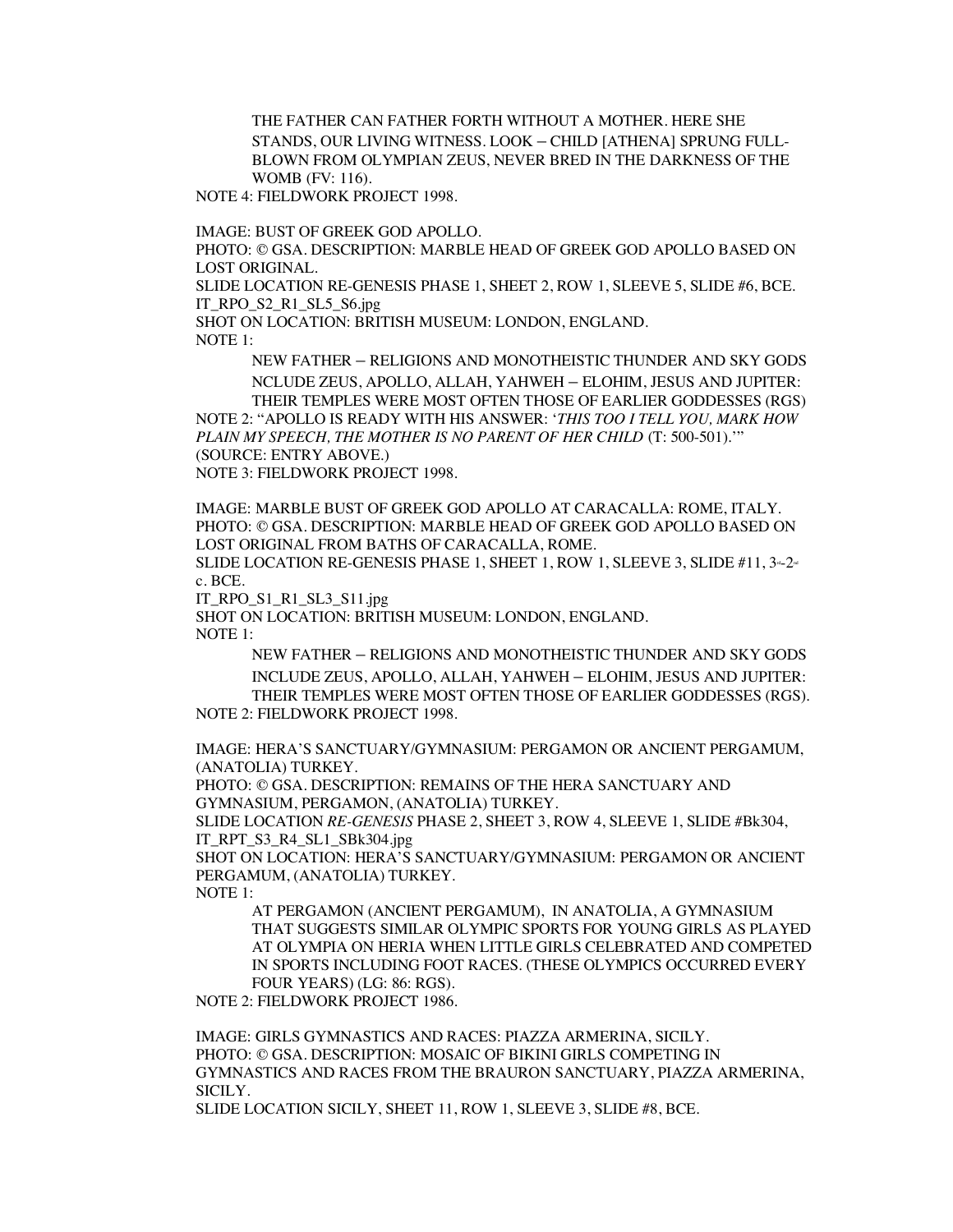THE FATHER CAN FATHER FORTH WITHOUT A MOTHER. HERE SHE STANDS, OUR LIVING WITNESS. LOOK – CHILD [ATHENA] SPRUNG FULL-BLOWN FROM OLYMPIAN ZEUS, NEVER BRED IN THE DARKNESS OF THE WOMB (FV: 116).

NOTE 4: FIELDWORK PROJECT 1998.

IMAGE: BUST OF GREEK GOD APOLLO.

PHOTO: © GSA. DESCRIPTION: MARBLE HEAD OF GREEK GOD APOLLO BASED ON LOST ORIGINAL.

SLIDE LOCATION RE-GENESIS PHASE 1, SHEET 2, ROW 1, SLEEVE 5, SLIDE #6, BCE.

IT_RPO_S2_R1_SL5_S6.jpg

SHOT ON LOCATION: BRITISH MUSEUM: LONDON, ENGLAND.

NOTE 1:

NEW FATHER – RELIGIONS AND MONOTHEISTIC THUNDER AND SKY GODS NCLUDE ZEUS, APOLLO, ALLAH, YAHWEH – ELOHIM, JESUS AND JUPITER: THEIR TEMPLES WERE MOST OFTEN THOSE OF EARLIER GODDESSES (RGS)

NOTE 2: "APOLLO IS READY WITH HIS ANSWER: '*THIS TOO I TELL YOU, MARK HOW PLAIN MY SPEECH, THE MOTHER IS NO PARENT OF HER CHILD* (T: 500-501).'" (SOURCE: ENTRY ABOVE.)

NOTE 3: FIELDWORK PROJECT 1998.

IMAGE: MARBLE BUST OF GREEK GOD APOLLO AT CARACALLA: ROME, ITALY.

PHOTO: © GSA. DESCRIPTION: MARBLE HEAD OF GREEK GOD APOLLO BASED ON LOST ORIGINAL FROM BATHS OF CARACALLA, ROME.

SLIDE LOCATION RE-GENESIS PHASE 1, SHEET 1, ROW 1, SLEEVE 3, SLIDE #11, 3rd-2nd c. BCE.

IT_RPO_S1_R1_SL3_S11.jpg

SHOT ON LOCATION: BRITISH MUSEUM: LONDON, ENGLAND.

NOTE 1:

NEW FATHER – RELIGIONS AND MONOTHEISTIC THUNDER AND SKY GODS INCLUDE ZEUS, APOLLO, ALLAH, YAHWEH – ELOHIM, JESUS AND JUPITER: THEIR TEMPLES WERE MOST OFTEN THOSE OF EARLIER GODDESSES (RGS).

NOTE 2: FIELDWORK PROJECT 1998.

IMAGE: HERA'S SANCTUARY/GYMNASIUM: PERGAMON OR ANCIENT PERGAMUM, (ANATOLIA) TURKEY.

PHOTO: © GSA. DESCRIPTION: REMAINS OF THE HERA SANCTUARY AND GYMNASIUM, PERGAMON, (ANATOLIA) TURKEY.

SLIDE LOCATION *RE-GENESIS* PHASE 2, SHEET 3, ROW 4, SLEEVE 1, SLIDE #Bk304,

IT_RPT_S3_R4_SL1_SBk304.jpg

SHOT ON LOCATION: HERA'S SANCTUARY/GYMNASIUM: PERGAMON OR ANCIENT PERGAMUM, (ANATOLIA) TURKEY.

NOTE 1:

AT PERGAMON (ANCIENT PERGAMUM), IN ANATOLIA, A GYMNASIUM THAT SUGGESTS SIMILAR OLYMPIC SPORTS FOR YOUNG GIRLS AS PLAYED AT OLYMPIA ON HERIA WHEN LITTLE GIRLS CELEBRATED AND COMPETED IN SPORTS INCLUDING FOOT RACES. (THESE OLYMPICS OCCURRED EVERY FOUR YEARS) (LG: 86: RGS).

NOTE 2: FIELDWORK PROJECT 1986.

IMAGE: GIRLS GYMNASTICS AND RACES: PIAZZA ARMERINA, SICILY.

PHOTO: © GSA. DESCRIPTION: MOSAIC OF BIKINI GIRLS COMPETING IN GYMNASTICS AND RACES FROM THE BRAURON SANCTUARY, PIAZZA ARMERINA, SICILY.

SLIDE LOCATION SICILY, SHEET 11, ROW 1, SLEEVE 3, SLIDE #8, BCE.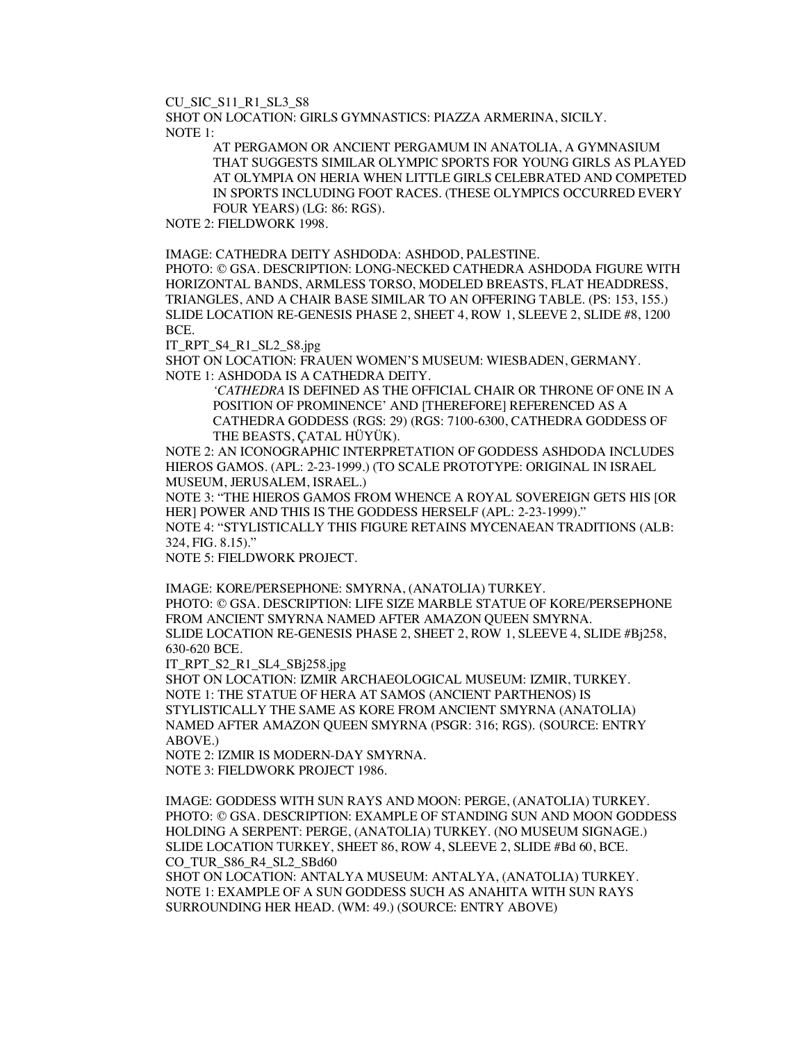CU_SIC_S11_R1_SL3_S8

SHOT ON LOCATION: GIRLS GYMNASTICS: PIAZZA ARMERINA, SICILY.

NOTE 1:

> AT PERGAMON OR ANCIENT PERGAMUM IN ANATOLIA, A GYMNASIUM THAT SUGGESTS SIMILAR OLYMPIC SPORTS FOR YOUNG GIRLS AS PLAYED AT OLYMPIA ON HERIA WHEN LITTLE GIRLS CELEBRATED AND COMPETED IN SPORTS INCLUDING FOOT RACES. (THESE OLYMPICS OCCURRED EVERY FOUR YEARS) (LG: 86: RGS).

NOTE 2: FIELDWORK 1998.

IMAGE: CATHEDRA DEITY ASHDODA: ASHDOD, PALESTINE.

PHOTO: © GSA. DESCRIPTION: LONG-NECKED CATHEDRA ASHDODA FIGURE WITH HORIZONTAL BANDS, ARMLESS TORSO, MODELED BREASTS, FLAT HEADDRESS, TRIANGLES, AND A CHAIR BASE SIMILAR TO AN OFFERING TABLE. (PS: 153, 155.) SLIDE LOCATION RE-GENESIS PHASE 2, SHEET 4, ROW 1, SLEEVE 2, SLIDE #8, 1200 BCE.

IT_RPT_S4_R1_SL2_S8.jpg

SHOT ON LOCATION: FRAUEN WOMEN'S MUSEUM: WIESBADEN, GERMANY.

NOTE 1: ASHDODA IS A CATHEDRA DEITY.

> '*CATHEDRA* IS DEFINED AS THE OFFICIAL CHAIR OR THRONE OF ONE IN A POSITION OF PROMINENCE' AND [THEREFORE] REFERENCED AS A CATHEDRA GODDESS (RGS: 29) (RGS: 7100-6300, CATHEDRA GODDESS OF THE BEASTS, ÇATAL HÜYÜK).

NOTE 2: AN ICONOGRAPHIC INTERPRETATION OF GODDESS ASHDODA INCLUDES HIEROS GAMOS. (APL: 2-23-1999.) (TO SCALE PROTOTYPE: ORIGINAL IN ISRAEL MUSEUM, JERUSALEM, ISRAEL.)

NOTE 3: "THE HIEROS GAMOS FROM WHENCE A ROYAL SOVEREIGN GETS HIS [OR HER] POWER AND THIS IS THE GODDESS HERSELF (APL: 2-23-1999)."

NOTE 4: "STYLISTICALLY THIS FIGURE RETAINS MYCENAEAN TRADITIONS (ALB: 324, FIG. 8.15)."

NOTE 5: FIELDWORK PROJECT.

IMAGE: KORE/PERSEPHONE: SMYRNA, (ANATOLIA) TURKEY.

PHOTO: © GSA. DESCRIPTION: LIFE SIZE MARBLE STATUE OF KORE/PERSEPHONE FROM ANCIENT SMYRNA NAMED AFTER AMAZON QUEEN SMYRNA.

SLIDE LOCATION RE-GENESIS PHASE 2, SHEET 2, ROW 1, SLEEVE 4, SLIDE #Bj258, 630-620 BCE.

IT_RPT_S2_R1_SL4_SBj258.jpg

SHOT ON LOCATION: IZMIR ARCHAEOLOGICAL MUSEUM: IZMIR, TURKEY.

NOTE 1: THE STATUE OF HERA AT SAMOS (ANCIENT PARTHENOS) IS STYLISTICALLY THE SAME AS KORE FROM ANCIENT SMYRNA (ANATOLIA) NAMED AFTER AMAZON QUEEN SMYRNA (PSGR: 316; RGS). (SOURCE: ENTRY ABOVE.)

NOTE 2: IZMIR IS MODERN-DAY SMYRNA.

NOTE 3: FIELDWORK PROJECT 1986.

IMAGE: GODDESS WITH SUN RAYS AND MOON: PERGE, (ANATOLIA) TURKEY.

PHOTO: © GSA. DESCRIPTION: EXAMPLE OF STANDING SUN AND MOON GODDESS HOLDING A SERPENT: PERGE, (ANATOLIA) TURKEY. (NO MUSEUM SIGNAGE.)

SLIDE LOCATION TURKEY, SHEET 86, ROW 4, SLEEVE 2, SLIDE #Bd 60, BCE.

CO_TUR_S86_R4_SL2_SBd60

SHOT ON LOCATION: ANTALYA MUSEUM: ANTALYA, (ANATOLIA) TURKEY.

NOTE 1: EXAMPLE OF A SUN GODDESS SUCH AS ANAHITA WITH SUN RAYS SURROUNDING HER HEAD. (WM: 49.) (SOURCE: ENTRY ABOVE)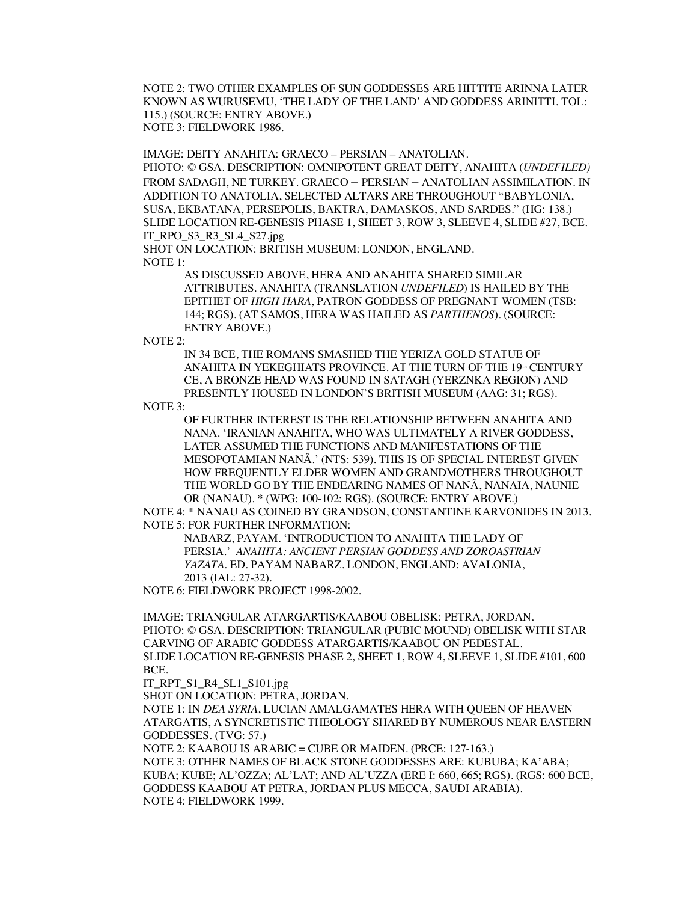NOTE 2: TWO OTHER EXAMPLES OF SUN GODDESSES ARE HITTITE ARINNA LATER KNOWN AS WURUSEMU, 'THE LADY OF THE LAND' AND GODDESS ARINITTI. TOL: 115.) (SOURCE: ENTRY ABOVE.)
NOTE 3: FIELDWORK 1986.

IMAGE: DEITY ANAHITA: GRAECO – PERSIAN – ANATOLIAN.
PHOTO: © GSA. DESCRIPTION: OMNIPOTENT GREAT DEITY, ANAHITA (*UNDEFILED)* FROM SADAGH, NE TURKEY. GRAECO – PERSIAN – ANATOLIAN ASSIMILATION. IN ADDITION TO ANATOLIA, SELECTED ALTARS ARE THROUGHOUT "BABYLONIA, SUSA, EKBATANA, PERSEPOLIS, BAKTRA, DAMASKOS, AND SARDES." (HG: 138.)
SLIDE LOCATION RE-GENESIS PHASE 1, SHEET 3, ROW 3, SLEEVE 4, SLIDE #27, BCE.
IT_RPO_S3_R3_SL4_S27.jpg
SHOT ON LOCATION: BRITISH MUSEUM: LONDON, ENGLAND.
NOTE 1:

AS DISCUSSED ABOVE, HERA AND ANAHITA SHARED SIMILAR ATTRIBUTES. ANAHITA (TRANSLATION *UNDEFILED*) IS HAILED BY THE EPITHET OF *HIGH HARA*, PATRON GODDESS OF PREGNANT WOMEN (TSB: 144; RGS). (AT SAMOS, HERA WAS HAILED AS *PARTHENOS*). (SOURCE: ENTRY ABOVE.)

NOTE 2:

IN 34 BCE, THE ROMANS SMASHED THE YERIZA GOLD STATUE OF ANAHITA IN YEKEGHIATS PROVINCE. AT THE TURN OF THE 19TH CENTURY CE, A BRONZE HEAD WAS FOUND IN SATAGH (YERZNKA REGION) AND PRESENTLY HOUSED IN LONDON'S BRITISH MUSEUM (AAG: 31; RGS).

NOTE 3:

OF FURTHER INTEREST IS THE RELATIONSHIP BETWEEN ANAHITA AND NANA. 'IRANIAN ANAHITA, WHO WAS ULTIMATELY A RIVER GODDESS, LATER ASSUMED THE FUNCTIONS AND MANIFESTATIONS OF THE MESOPOTAMIAN NANÂ.' (NTS: 539). THIS IS OF SPECIAL INTEREST GIVEN HOW FREQUENTLY ELDER WOMEN AND GRANDMOTHERS THROUGHOUT THE WORLD GO BY THE ENDEARING NAMES OF NANÂ, NANAIA, NAUNIE OR (NANAU). * (WPG: 100-102: RGS). (SOURCE: ENTRY ABOVE.)

NOTE 4: * NANAU AS COINED BY GRANDSON, CONSTANTINE KARVONIDES IN 2013.
NOTE 5: FOR FURTHER INFORMATION:

NABARZ, PAYAM. 'INTRODUCTION TO ANAHITA THE LADY OF PERSIA.' *ANAHITA: ANCIENT PERSIAN GODDESS AND ZOROASTRIAN YAZATA*. ED. PAYAM NABARZ. LONDON, ENGLAND: AVALONIA, 2013 (IAL: 27-32).

NOTE 6: FIELDWORK PROJECT 1998-2002.

IMAGE: TRIANGULAR ATARGARTIS/KAABOU OBELISK: PETRA, JORDAN.
PHOTO: © GSA. DESCRIPTION: TRIANGULAR (PUBIC MOUND) OBELISK WITH STAR CARVING OF ARABIC GODDESS ATARGARTIS/KAABOU ON PEDESTAL.
SLIDE LOCATION RE-GENESIS PHASE 2, SHEET 1, ROW 4, SLEEVE 1, SLIDE #101, 600 BCE.
IT_RPT_S1_R4_SL1_S101.jpg
SHOT ON LOCATION: PETRA, JORDAN.
NOTE 1: IN *DEA SYRIA*, LUCIAN AMALGAMATES HERA WITH QUEEN OF HEAVEN ATARGATIS, A SYNCRETISTIC THEOLOGY SHARED BY NUMEROUS NEAR EASTERN GODDESSES. (TVG: 57.)
NOTE 2: KAABOU IS ARABIC = CUBE OR MAIDEN. (PRCE: 127-163.)
NOTE 3: OTHER NAMES OF BLACK STONE GODDESSES ARE: KUBUBA; KA'ABA; KUBA; KUBE; AL'OZZA; AL'LAT; AND AL'UZZA (ERE I: 660, 665; RGS). (RGS: 600 BCE, GODDESS KAABOU AT PETRA, JORDAN PLUS MECCA, SAUDI ARABIA).
NOTE 4: FIELDWORK 1999.